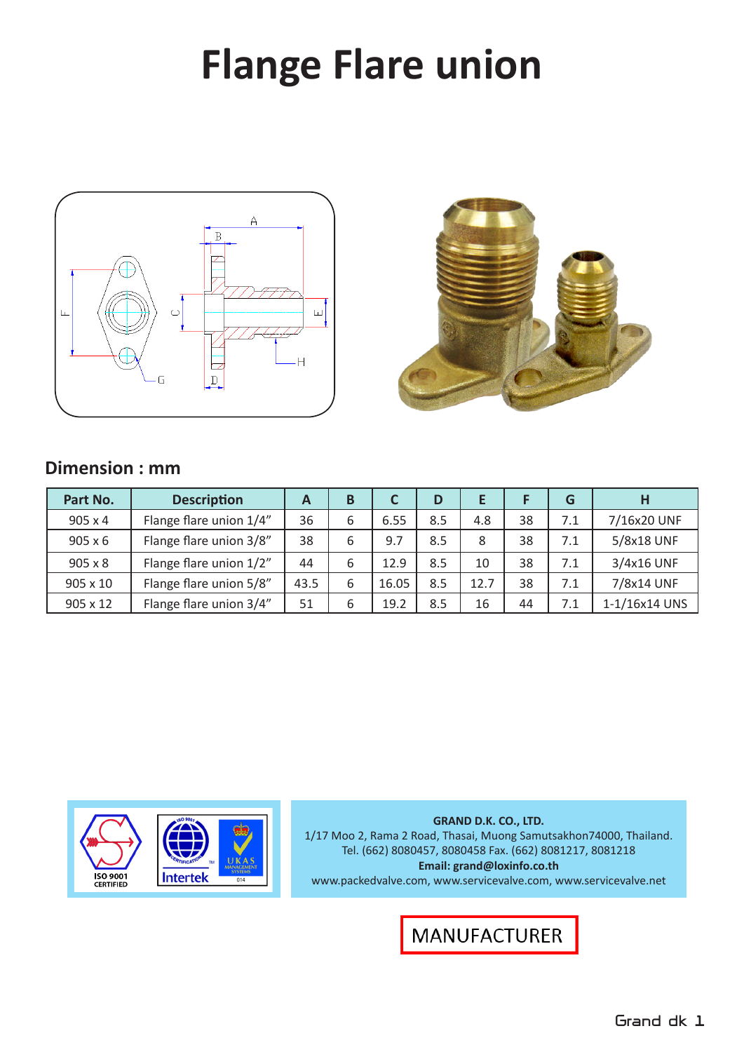# Flange Flare union

## Dimension : mm

| Part No. | Description | A | B | C | D | E | F | G | H |
|---|---|---|---|---|---|---|---|---|---|
| 905 x 4 | Flange flare union 1/4" | 36 | 6 | 6.55 | 8.5 | 4.8 | 38 | 7.1 | 7/16x20 UNF |
| 905 x 6 | Flange flare union 3/8" | 38 | 6 | 9.7 | 8.5 | 8 | 38 | 7.1 | 5/8x18 UNF |
| 905 x 8 | Flange flare union 1/2" | 44 | 6 | 12.9 | 8.5 | 10 | 38 | 7.1 | 3/4x16 UNF |
| 905 x 10 | Flange flare union 5/8" | 43.5 | 6 | 16.05 | 8.5 | 12.7 | 38 | 7.1 | 7/8x14 UNF |
| 905 x 12 | Flange flare union 3/4" | 51 | 6 | 19.2 | 8.5 | 16 | 44 | 7.1 | 1-1/16x14 UNS |

ISO 9001 CERTIFIED

**GRAND D.K. CO., LTD.**
1/17 Moo 2, Rama 2 Road, Thasai, Muong Samutsakhon74000, Thailand.
Tel. (662) 8080457, 8080458 Fax. (662) 8081217, 8081218
**Email: grand@loxinfo.co.th**
www.packedvalve.com, www.servicevalve.com, www.servicevalve.net

MANUFACTURER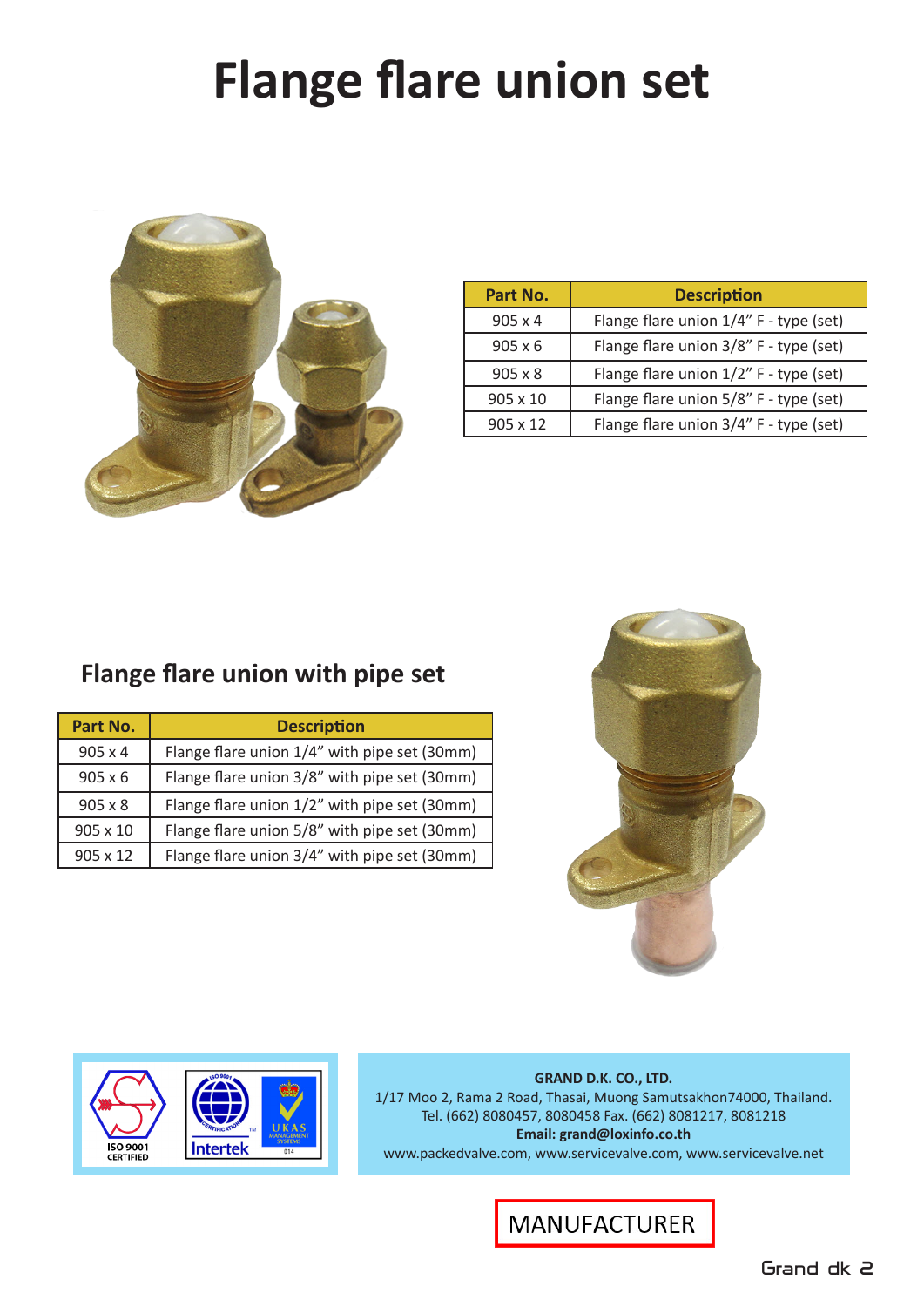# Flange flare union set

| Part No. | Description |
| --- | --- |
| 905 x 4 | Flange flare union 1/4" F - type (set) |
| 905 x 6 | Flange flare union 3/8" F - type (set) |
| 905 x 8 | Flange flare union 1/2" F - type (set) |
| 905 x 10 | Flange flare union 5/8" F - type (set) |
| 905 x 12 | Flange flare union 3/4" F - type (set) |

## Flange flare union with pipe set

| Part No. | Description |
| --- | --- |
| 905 x 4 | Flange flare union 1/4" with pipe set (30mm) |
| 905 x 6 | Flange flare union 3/8" with pipe set (30mm) |
| 905 x 8 | Flange flare union 1/2" with pipe set (30mm) |
| 905 x 10 | Flange flare union 5/8" with pipe set (30mm) |
| 905 x 12 | Flange flare union 3/4" with pipe set (30mm) |

ISO 9001 CERTIFIED

**GRAND D.K. CO., LTD.**
1/17 Moo 2, Rama 2 Road, Thasai, Muong Samutsakhon74000, Thailand.
Tel. (662) 8080457, 8080458 Fax. (662) 8081217, 8081218
**Email: grand@loxinfo.co.th**
www.packedvalve.com, www.servicevalve.com, www.servicevalve.net

MANUFACTURER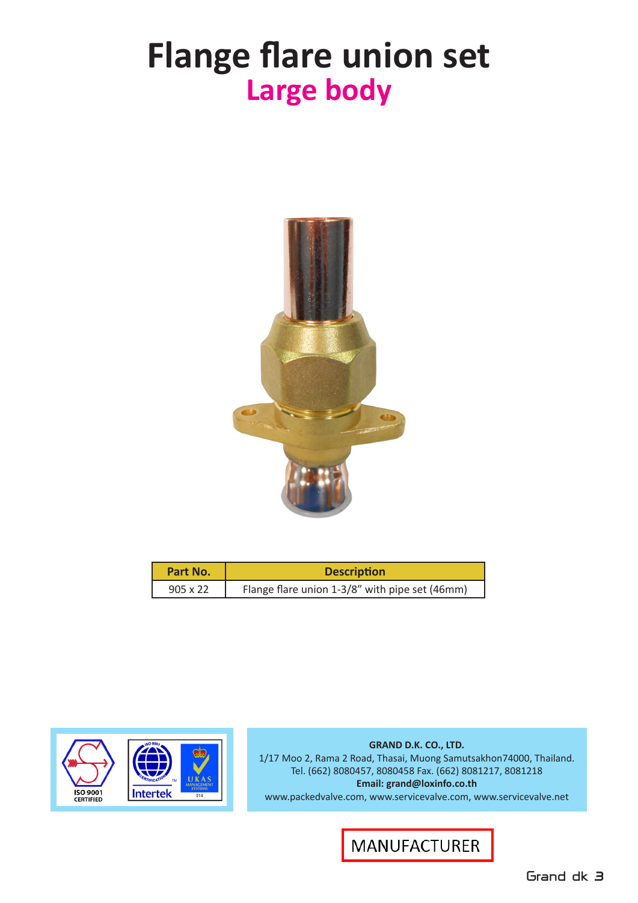# Flange flare union set

## Large body

| Part No. | Description |
|---|---|
| 905 x 22 | Flange flare union 1-3/8" with pipe set (46mm) |

ISO 9001 CERTIFIED

Intertek

UKAS MANAGEMENT SYSTEMS 014

**GRAND D.K. CO., LTD.**
1/17 Moo 2, Rama 2 Road, Thasai, Muong Samutsakhon74000, Thailand.
Tel. (662) 8080457, 8080458 Fax. (662) 8081217, 8081218
**Email: grand@loxinfo.co.th**
www.packedvalve.com, www.servicevalve.com, www.servicevalve.net

MANUFACTURER